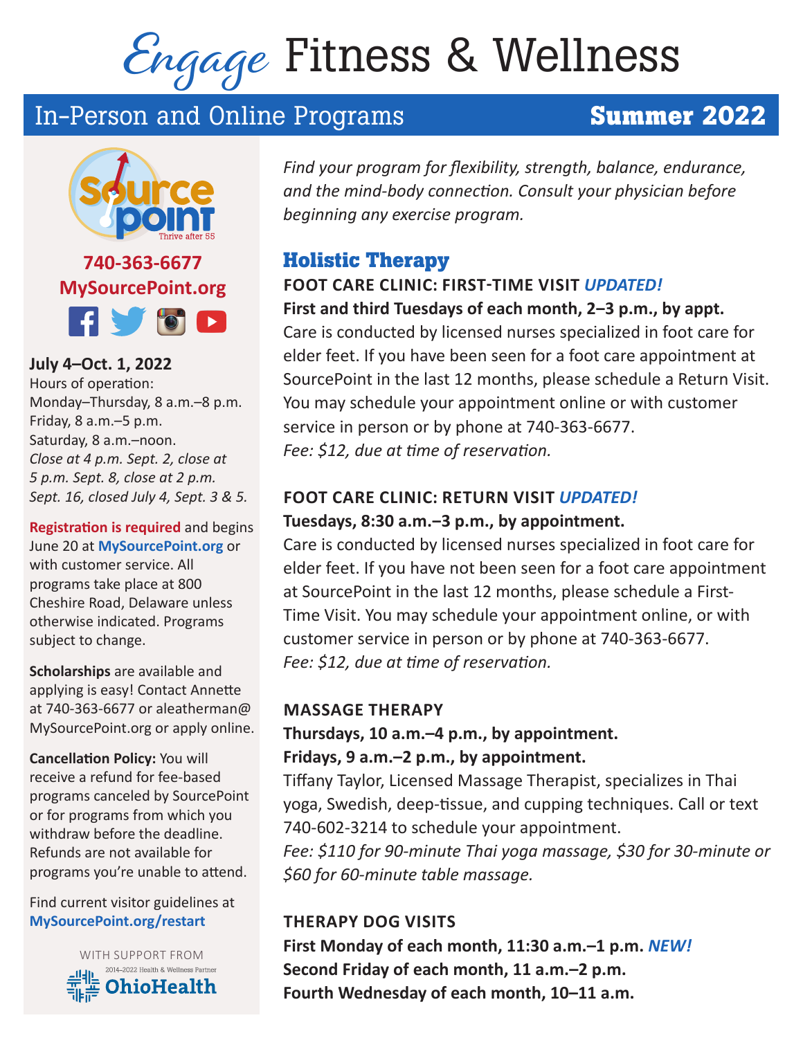# *Engage* Fitness & Wellness

## In-Person and Online Programs **Summer 2022**

**740-363-6677**
**MySourcePoint.org**

**July 4–Oct. 1, 2022**
Hours of operation:
Monday–Thursday, 8 a.m.–8 p.m.
Friday, 8 a.m.–5 p.m.
Saturday, 8 a.m.–noon.
*Close at 4 p.m. Sept. 2, close at 5 p.m. Sept. 8, close at 2 p.m. Sept. 16, closed July 4, Sept. 3 & 5.*

**Registration is required** and begins June 20 at **MySourcePoint.org** or with customer service. All programs take place at 800 Cheshire Road, Delaware unless otherwise indicated. Programs subject to change.

**Scholarships** are available and applying is easy! Contact Annette at 740-363-6677 or aleatherman@MySourcePoint.org or apply online.

**Cancellation Policy:** You will receive a refund for fee-based programs canceled by SourcePoint or for programs from which you withdraw before the deadline. Refunds are not available for programs you're unable to attend.

Find current visitor guidelines at **MySourcePoint.org/restart**

WITH SUPPORT FROM
2014–2022 Health & Wellness Partner
OhioHealth

*Find your program for flexibility, strength, balance, endurance, and the mind-body connection. Consult your physician before beginning any exercise program.*

## Holistic Therapy

### FOOT CARE CLINIC: FIRST-TIME VISIT *UPDATED!*

**First and third Tuesdays of each month, 2–3 p.m., by appt.**

Care is conducted by licensed nurses specialized in foot care for elder feet. If you have been seen for a foot care appointment at SourcePoint in the last 12 months, please schedule a Return Visit. You may schedule your appointment online or with customer service in person or by phone at 740-363-6677.
*Fee: $12, due at time of reservation.*

### FOOT CARE CLINIC: RETURN VISIT *UPDATED!*

**Tuesdays, 8:30 a.m.–3 p.m., by appointment.**

Care is conducted by licensed nurses specialized in foot care for elder feet. If you have not been seen for a foot care appointment at SourcePoint in the last 12 months, please schedule a First-Time Visit. You may schedule your appointment online, or with customer service in person or by phone at 740-363-6677.
*Fee: $12, due at time of reservation.*

### MASSAGE THERAPY

**Thursdays, 10 a.m.–4 p.m., by appointment.**
**Fridays, 9 a.m.–2 p.m., by appointment.**

Tiffany Taylor, Licensed Massage Therapist, specializes in Thai yoga, Swedish, deep-tissue, and cupping techniques. Call or text 740-602-3214 to schedule your appointment.
*Fee: $110 for 90-minute Thai yoga massage, $30 for 30-minute or $60 for 60-minute table massage.*

### THERAPY DOG VISITS

**First Monday of each month, 11:30 a.m.–1 p.m.** ***NEW!***
**Second Friday of each month, 11 a.m.–2 p.m.**
**Fourth Wednesday of each month, 10–11 a.m.**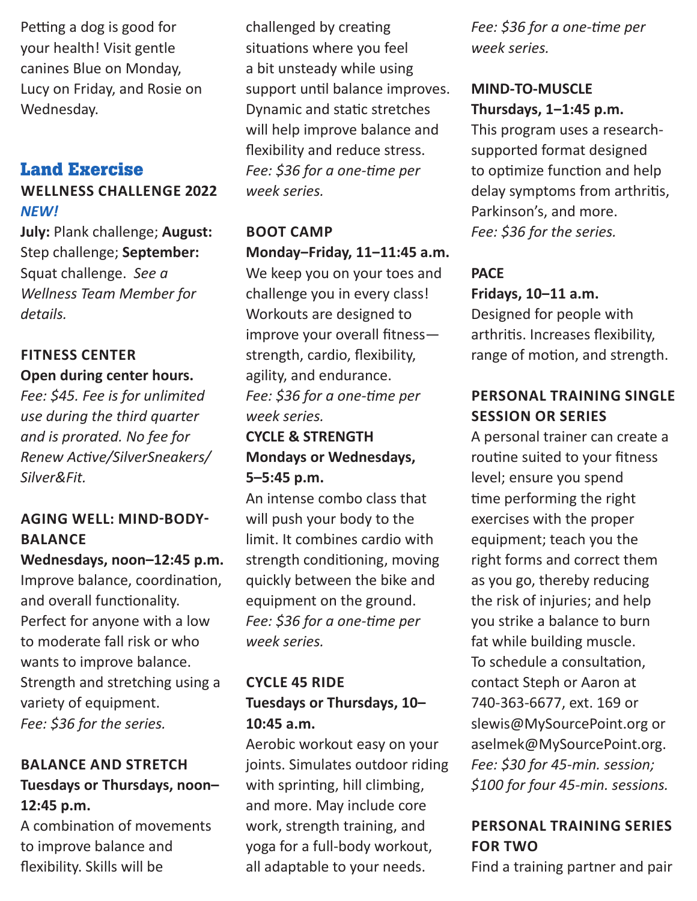Petting a dog is good for your health! Visit gentle canines Blue on Monday, Lucy on Friday, and Rosie on Wednesday.

## Land Exercise

### WELLNESS CHALLENGE 2022

***NEW!***

**July:** Plank challenge; **August:** Step challenge; **September:** Squat challenge. *See a Wellness Team Member for details.*

### FITNESS CENTER

**Open during center hours.**

*Fee: $45. Fee is for unlimited use during the third quarter and is prorated. No fee for Renew Active/SilverSneakers/ Silver&Fit.*

### AGING WELL: MIND-BODY-BALANCE

**Wednesdays, noon–12:45 p.m.**

Improve balance, coordination, and overall functionality. Perfect for anyone with a low to moderate fall risk or who wants to improve balance. Strength and stretching using a variety of equipment.

*Fee: $36 for the series.*

### BALANCE AND STRETCH

**Tuesdays or Thursdays, noon–12:45 p.m.**

A combination of movements to improve balance and flexibility. Skills will be challenged by creating situations where you feel a bit unsteady while using support until balance improves. Dynamic and static stretches will help improve balance and flexibility and reduce stress.

*Fee: $36 for a one-time per week series.*

### BOOT CAMP

**Monday–Friday, 11–11:45 a.m.**

We keep you on your toes and challenge you in every class! Workouts are designed to improve your overall fitness—strength, cardio, flexibility, agility, and endurance.

*Fee: $36 for a one-time per week series.*

### CYCLE & STRENGTH

**Mondays or Wednesdays, 5–5:45 p.m.**

An intense combo class that will push your body to the limit. It combines cardio with strength conditioning, moving quickly between the bike and equipment on the ground.

*Fee: $36 for a one-time per week series.*

### CYCLE 45 RIDE

**Tuesdays or Thursdays, 10–10:45 a.m.**

Aerobic workout easy on your joints. Simulates outdoor riding with sprinting, hill climbing, and more. May include core work, strength training, and yoga for a full-body workout, all adaptable to your needs.

*Fee: $36 for a one-time per week series.*

### MIND-TO-MUSCLE

**Thursdays, 1–1:45 p.m.**

This program uses a research-supported format designed to optimize function and help delay symptoms from arthritis, Parkinson's, and more.

*Fee: $36 for the series.*

### PACE

**Fridays, 10–11 a.m.**

Designed for people with arthritis. Increases flexibility, range of motion, and strength.

### PERSONAL TRAINING SINGLE SESSION OR SERIES

A personal trainer can create a routine suited to your fitness level; ensure you spend time performing the right exercises with the proper equipment; teach you the right forms and correct them as you go, thereby reducing the risk of injuries; and help you strike a balance to burn fat while building muscle. To schedule a consultation, contact Steph or Aaron at 740-363-6677, ext. 169 or slewis@MySourcePoint.org or aselmek@MySourcePoint.org.

*Fee: $30 for 45-min. session; $100 for four 45-min. sessions.*

### PERSONAL TRAINING SERIES FOR TWO

Find a training partner and pair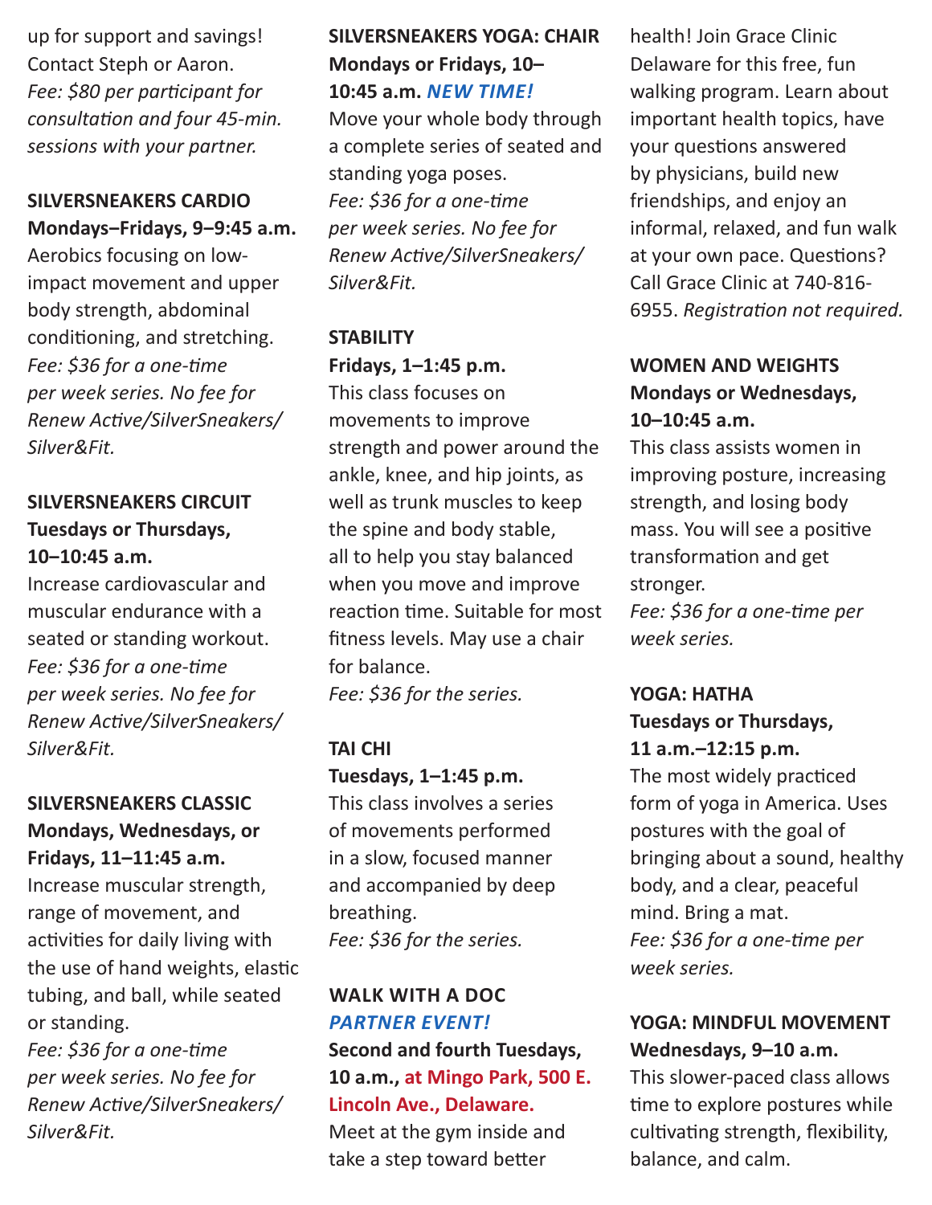up for support and savings! Contact Steph or Aaron.
*Fee: $80 per participant for consultation and four 45-min. sessions with your partner.*

**SILVERSNEAKERS CARDIO**
**Mondays–Fridays, 9–9:45 a.m.**
Aerobics focusing on low-impact movement and upper body strength, abdominal conditioning, and stretching.
*Fee: $36 for a one-time per week series. No fee for Renew Active/SilverSneakers/Silver&Fit.*

**SILVERSNEAKERS CIRCUIT**
**Tuesdays or Thursdays, 10–10:45 a.m.**
Increase cardiovascular and muscular endurance with a seated or standing workout.
*Fee: $36 for a one-time per week series. No fee for Renew Active/SilverSneakers/Silver&Fit.*

**SILVERSNEAKERS CLASSIC**
**Mondays, Wednesdays, or Fridays, 11–11:45 a.m.**
Increase muscular strength, range of movement, and activities for daily living with the use of hand weights, elastic tubing, and ball, while seated or standing.
*Fee: $36 for a one-time per week series. No fee for Renew Active/SilverSneakers/Silver&Fit.*

**SILVERSNEAKERS YOGA: CHAIR**
**Mondays or Fridays, 10–10:45 a.m.** ***NEW TIME!***
Move your whole body through a complete series of seated and standing yoga poses.
*Fee: $36 for a one-time per week series. No fee for Renew Active/SilverSneakers/Silver&Fit.*

**STABILITY**
**Fridays, 1–1:45 p.m.**
This class focuses on movements to improve strength and power around the ankle, knee, and hip joints, as well as trunk muscles to keep the spine and body stable, all to help you stay balanced when you move and improve reaction time. Suitable for most fitness levels. May use a chair for balance.
*Fee: $36 for the series.*

**TAI CHI**
**Tuesdays, 1–1:45 p.m.**
This class involves a series of movements performed in a slow, focused manner and accompanied by deep breathing.
*Fee: $36 for the series.*

**WALK WITH A DOC**
***PARTNER EVENT!***
**Second and fourth Tuesdays, 10 a.m., at Mingo Park, 500 E. Lincoln Ave., Delaware.**
Meet at the gym inside and take a step toward better health! Join Grace Clinic Delaware for this free, fun walking program. Learn about important health topics, have your questions answered by physicians, build new friendships, and enjoy an informal, relaxed, and fun walk at your own pace. Questions? Call Grace Clinic at 740-816-6955. *Registration not required.*

**WOMEN AND WEIGHTS**
**Mondays or Wednesdays, 10–10:45 a.m.**
This class assists women in improving posture, increasing strength, and losing body mass. You will see a positive transformation and get stronger.
*Fee: $36 for a one-time per week series.*

**YOGA: HATHA**
**Tuesdays or Thursdays, 11 a.m.–12:15 p.m.**
The most widely practiced form of yoga in America. Uses postures with the goal of bringing about a sound, healthy body, and a clear, peaceful mind. Bring a mat.
*Fee: $36 for a one-time per week series.*

**YOGA: MINDFUL MOVEMENT**
**Wednesdays, 9–10 a.m.**
This slower-paced class allows time to explore postures while cultivating strength, flexibility, balance, and calm.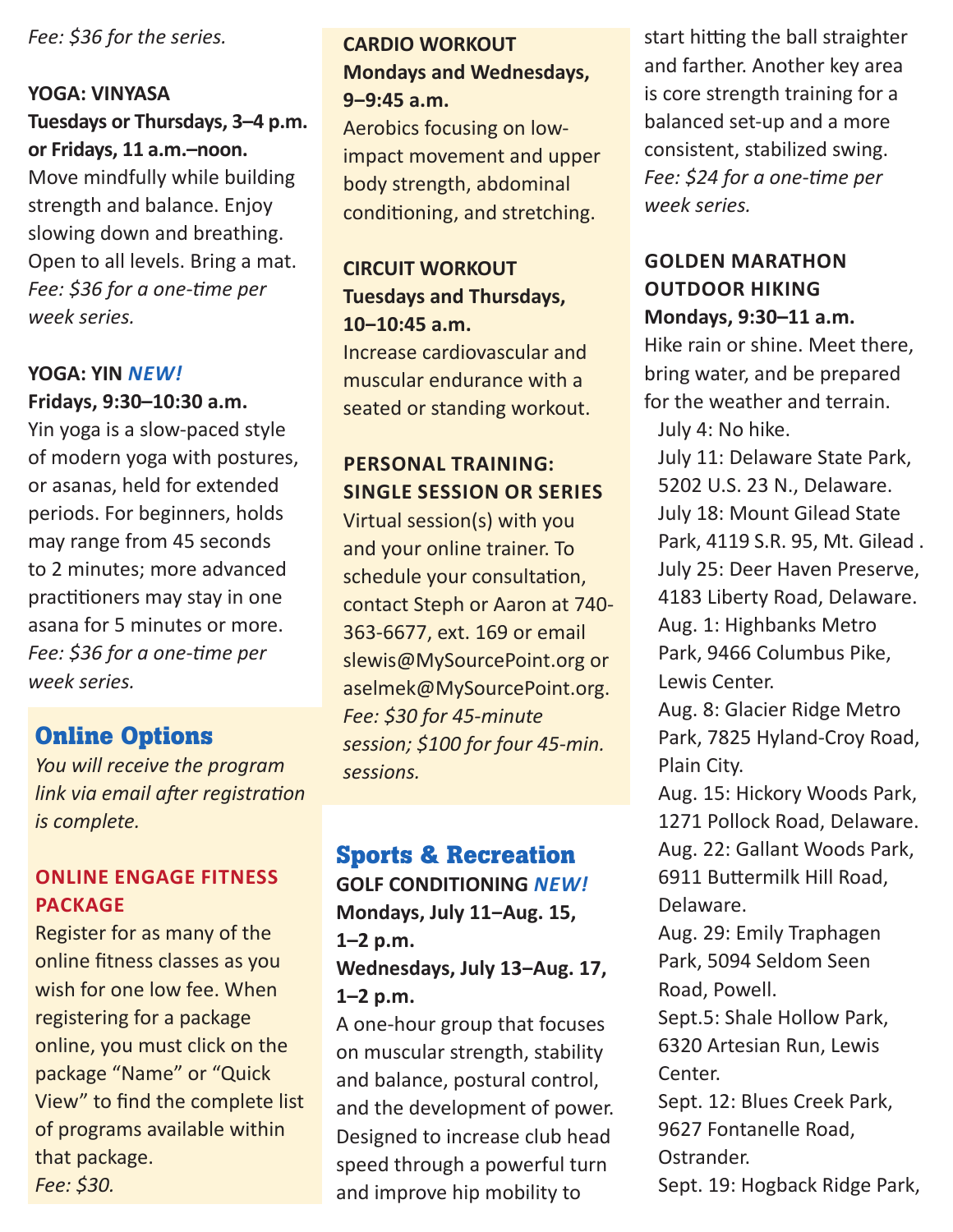*Fee: $36 for the series.*

**YOGA: VINYASA**
**Tuesdays or Thursdays, 3–4 p.m. or Fridays, 11 a.m.–noon.**
Move mindfully while building strength and balance. Enjoy slowing down and breathing. Open to all levels. Bring a mat.
*Fee: $36 for a one-time per week series.*

**YOGA: YIN** ***NEW!***
**Fridays, 9:30–10:30 a.m.**
Yin yoga is a slow-paced style of modern yoga with postures, or asanas, held for extended periods. For beginners, holds may range from 45 seconds to 2 minutes; more advanced practitioners may stay in one asana for 5 minutes or more.
*Fee: $36 for a one-time per week series.*

## Online Options

*You will receive the program link via email after registration is complete.*

**ONLINE ENGAGE FITNESS PACKAGE**
Register for as many of the online fitness classes as you wish for one low fee. When registering for a package online, you must click on the package "Name" or "Quick View" to find the complete list of programs available within that package.
*Fee: $30.*

**CARDIO WORKOUT**
**Mondays and Wednesdays, 9–9:45 a.m.**
Aerobics focusing on low-impact movement and upper body strength, abdominal conditioning, and stretching.

**CIRCUIT WORKOUT**
**Tuesdays and Thursdays, 10–10:45 a.m.**
Increase cardiovascular and muscular endurance with a seated or standing workout.

**PERSONAL TRAINING: SINGLE SESSION OR SERIES**
Virtual session(s) with you and your online trainer. To schedule your consultation, contact Steph or Aaron at 740-363-6677, ext. 169 or email slewis@MySourcePoint.org or aselmek@MySourcePoint.org.
*Fee: $30 for 45-minute session; $100 for four 45-min. sessions.*

## Sports & Recreation

**GOLF CONDITIONING** ***NEW!***
**Mondays, July 11–Aug. 15, 1–2 p.m.**
**Wednesdays, July 13–Aug. 17, 1–2 p.m.**
A one-hour group that focuses on muscular strength, stability and balance, postural control, and the development of power. Designed to increase club head speed through a powerful turn and improve hip mobility to start hitting the ball straighter and farther. Another key area is core strength training for a balanced set-up and a more consistent, stabilized swing.
*Fee: $24 for a one-time per week series.*

**GOLDEN MARATHON OUTDOOR HIKING**
**Mondays, 9:30–11 a.m.**
Hike rain or shine. Meet there, bring water, and be prepared for the weather and terrain.

- July 4: No hike.
- July 11: Delaware State Park, 5202 U.S. 23 N., Delaware.
- July 18: Mount Gilead State Park, 4119 S.R. 95, Mt. Gilead .
- July 25: Deer Haven Preserve, 4183 Liberty Road, Delaware.
- Aug. 1: Highbanks Metro Park, 9466 Columbus Pike, Lewis Center.
- Aug. 8: Glacier Ridge Metro Park, 7825 Hyland-Croy Road, Plain City.
- Aug. 15: Hickory Woods Park, 1271 Pollock Road, Delaware.
- Aug. 22: Gallant Woods Park, 6911 Buttermilk Hill Road, Delaware.
- Aug. 29: Emily Traphagen Park, 5094 Seldom Seen Road, Powell.
- Sept.5: Shale Hollow Park, 6320 Artesian Run, Lewis Center.
- Sept. 12: Blues Creek Park, 9627 Fontanelle Road, Ostrander.
- Sept. 19: Hogback Ridge Park,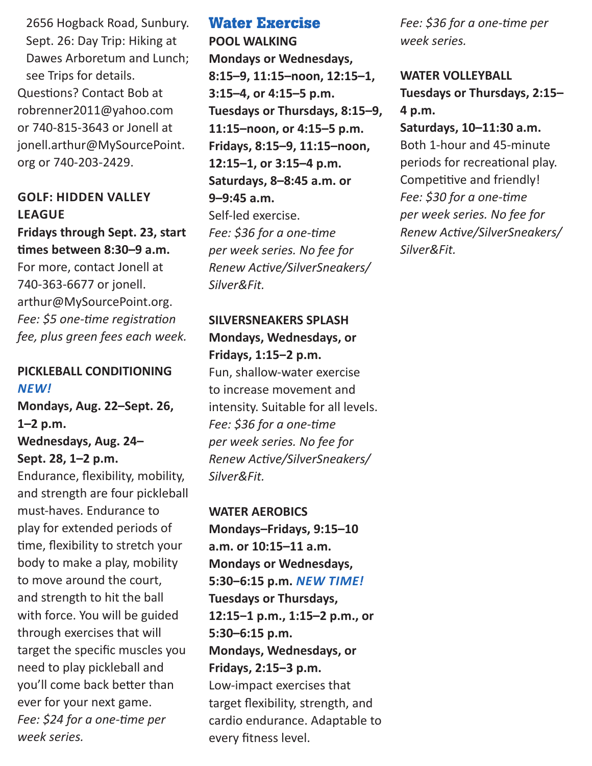2656 Hogback Road, Sunbury.
Sept. 26: Day Trip: Hiking at Dawes Arboretum and Lunch; see Trips for details.

Questions? Contact Bob at robrenner2011@yahoo.com or 740-815-3643 or Jonell at jonell.arthur@MySourcePoint.org or 740-203-2429.

**GOLF: HIDDEN VALLEY LEAGUE**

**Fridays through Sept. 23, start times between 8:30–9 a.m.**

For more, contact Jonell at 740-363-6677 or jonell.arthur@MySourcePoint.org.

*Fee: $5 one-time registration fee, plus green fees each week.*

**PICKLEBALL CONDITIONING** ***NEW!***

**Mondays, Aug. 22–Sept. 26, 1–2 p.m.**

**Wednesdays, Aug. 24–Sept. 28, 1–2 p.m.**

Endurance, flexibility, mobility, and strength are four pickleball must-haves. Endurance to play for extended periods of time, flexibility to stretch your body to make a play, mobility to move around the court, and strength to hit the ball with force. You will be guided through exercises that will target the specific muscles you need to play pickleball and you'll come back better than ever for your next game.

*Fee: $24 for a one-time per week series.*

## Water Exercise

**POOL WALKING**

**Mondays or Wednesdays, 8:15–9, 11:15–noon, 12:15–1, 3:15–4, or 4:15–5 p.m.**

**Tuesdays or Thursdays, 8:15–9, 11:15–noon, or 4:15–5 p.m.**

**Fridays, 8:15–9, 11:15–noon, 12:15–1, or 3:15–4 p.m.**

**Saturdays, 8–8:45 a.m. or 9–9:45 a.m.**

Self-led exercise.

*Fee: $36 for a one-time per week series. No fee for Renew Active/SilverSneakers/Silver&Fit.*

**SILVERSNEAKERS SPLASH**

**Mondays, Wednesdays, or Fridays, 1:15–2 p.m.**

Fun, shallow-water exercise to increase movement and intensity. Suitable for all levels.

*Fee: $36 for a one-time per week series. No fee for Renew Active/SilverSneakers/Silver&Fit.*

**WATER AEROBICS**

**Mondays–Fridays, 9:15–10 a.m. or 10:15–11 a.m.**

**Mondays or Wednesdays, 5:30–6:15 p.m.** ***NEW TIME!***

**Tuesdays or Thursdays, 12:15–1 p.m., 1:15–2 p.m., or 5:30–6:15 p.m.**

**Mondays, Wednesdays, or Fridays, 2:15–3 p.m.**

Low-impact exercises that target flexibility, strength, and cardio endurance. Adaptable to every fitness level.

*Fee: $36 for a one-time per week series.*

**WATER VOLLEYBALL**

**Tuesdays or Thursdays, 2:15–4 p.m.**

**Saturdays, 10–11:30 a.m.**

Both 1-hour and 45-minute periods for recreational play. Competitive and friendly!

*Fee: $30 for a one-time per week series. No fee for Renew Active/SilverSneakers/Silver&Fit.*